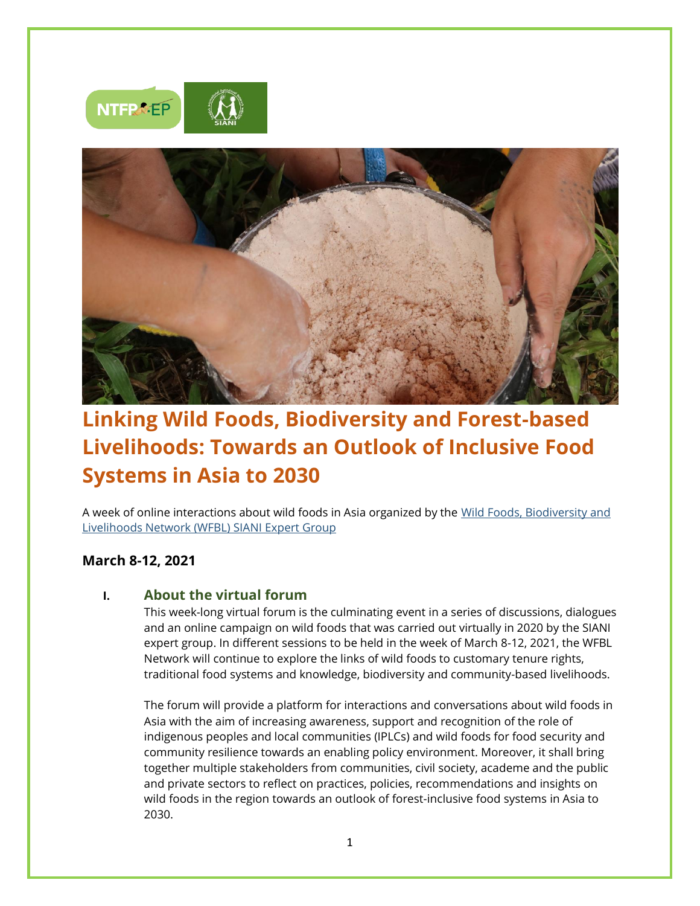# Linking Wild Foods, Biodiversity and Forest-based Livelihoods: Towards an Outlook of Inclusive Food Systems in Asia to 2030

A week of online interactions about wild foods in Asia organized by the Wild Foods, Biodiversity and Livelihoods Network (WFBL) SIANI Expert Group

**March 8-12, 2021**

## I. About the virtual forum

This week-long virtual forum is the culminating event in a series of discussions, dialogues and an online campaign on wild foods that was carried out virtually in 2020 by the SIANI expert group. In different sessions to be held in the week of March 8-12, 2021, the WFBL Network will continue to explore the links of wild foods to customary tenure rights, traditional food systems and knowledge, biodiversity and community-based livelihoods.

The forum will provide a platform for interactions and conversations about wild foods in Asia with the aim of increasing awareness, support and recognition of the role of indigenous peoples and local communities (IPLCs) and wild foods for food security and community resilience towards an enabling policy environment. Moreover, it shall bring together multiple stakeholders from communities, civil society, academe and the public and private sectors to reflect on practices, policies, recommendations and insights on wild foods in the region towards an outlook of forest-inclusive food systems in Asia to 2030.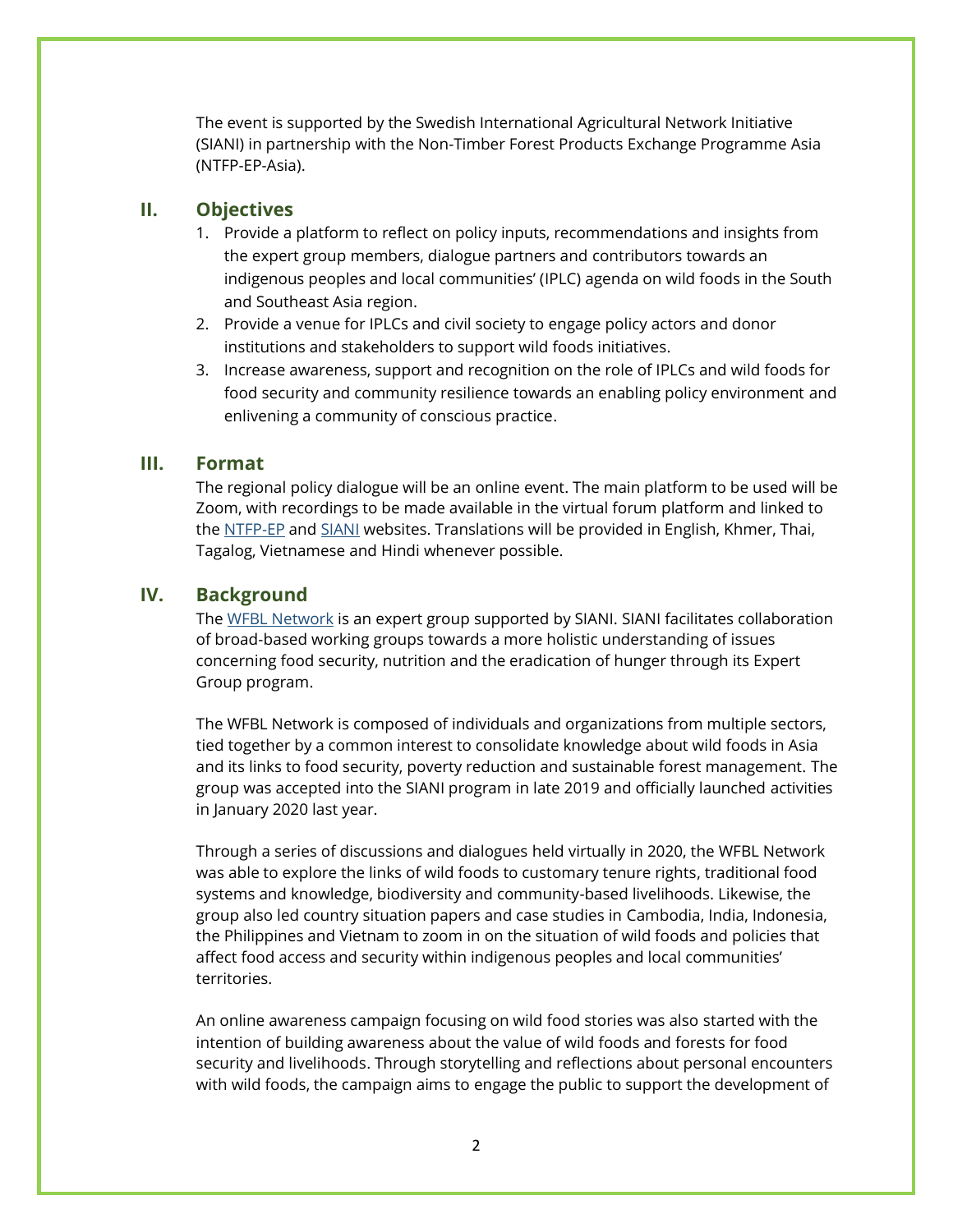The event is supported by the Swedish International Agricultural Network Initiative (SIANI) in partnership with the Non-Timber Forest Products Exchange Programme Asia (NTFP-EP-Asia).

## II. Objectives

1. Provide a platform to reflect on policy inputs, recommendations and insights from the expert group members, dialogue partners and contributors towards an indigenous peoples and local communities' (IPLC) agenda on wild foods in the South and Southeast Asia region.
2. Provide a venue for IPLCs and civil society to engage policy actors and donor institutions and stakeholders to support wild foods initiatives.
3. Increase awareness, support and recognition on the role of IPLCs and wild foods for food security and community resilience towards an enabling policy environment and enlivening a community of conscious practice.

## III. Format

The regional policy dialogue will be an online event. The main platform to be used will be Zoom, with recordings to be made available in the virtual forum platform and linked to the [NTFP-EP]() and [SIANI]() websites. Translations will be provided in English, Khmer, Thai, Tagalog, Vietnamese and Hindi whenever possible.

## IV. Background

The [WFBL Network]() is an expert group supported by SIANI. SIANI facilitates collaboration of broad-based working groups towards a more holistic understanding of issues concerning food security, nutrition and the eradication of hunger through its Expert Group program.

The WFBL Network is composed of individuals and organizations from multiple sectors, tied together by a common interest to consolidate knowledge about wild foods in Asia and its links to food security, poverty reduction and sustainable forest management. The group was accepted into the SIANI program in late 2019 and officially launched activities in January 2020 last year.

Through a series of discussions and dialogues held virtually in 2020, the WFBL Network was able to explore the links of wild foods to customary tenure rights, traditional food systems and knowledge, biodiversity and community-based livelihoods. Likewise, the group also led country situation papers and case studies in Cambodia, India, Indonesia, the Philippines and Vietnam to zoom in on the situation of wild foods and policies that affect food access and security within indigenous peoples and local communities' territories.

An online awareness campaign focusing on wild food stories was also started with the intention of building awareness about the value of wild foods and forests for food security and livelihoods. Through storytelling and reflections about personal encounters with wild foods, the campaign aims to engage the public to support the development of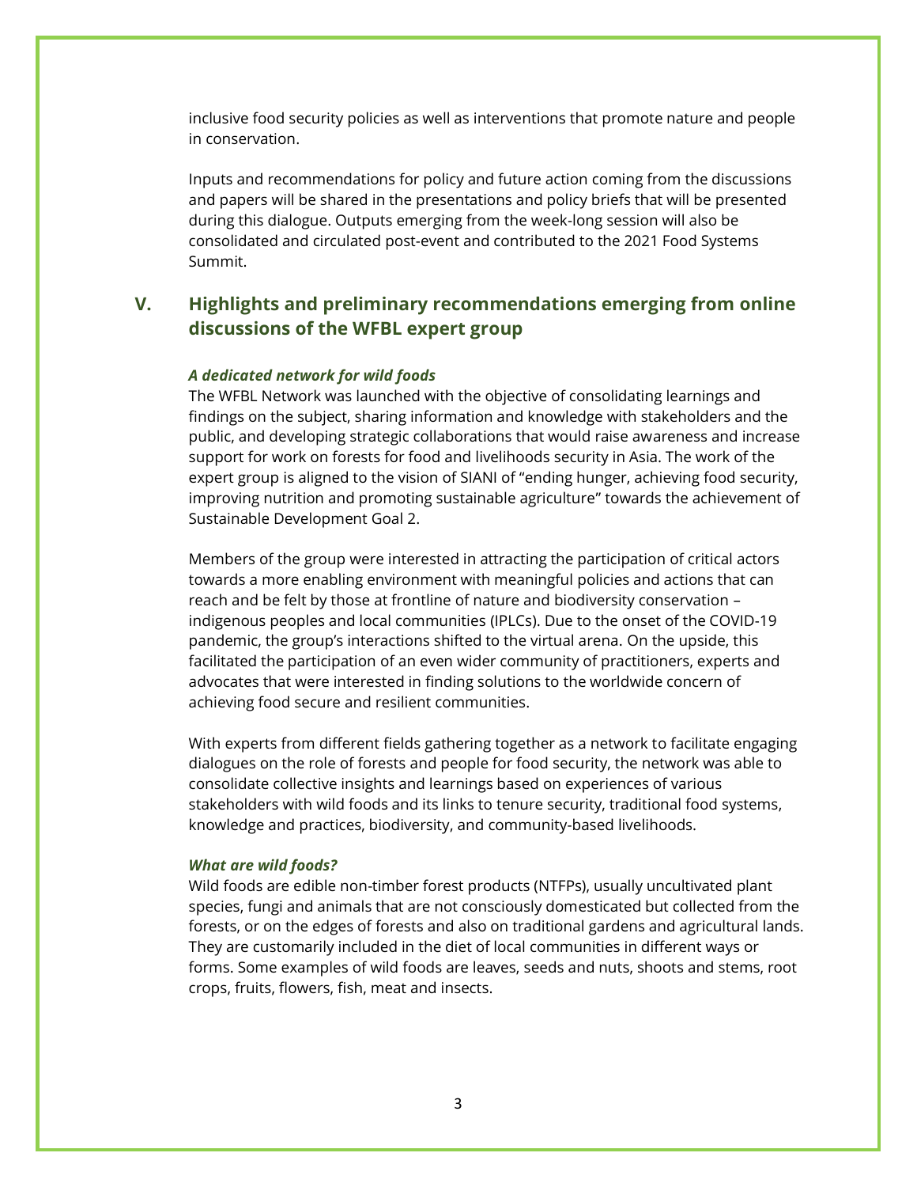inclusive food security policies as well as interventions that promote nature and people in conservation.

Inputs and recommendations for policy and future action coming from the discussions and papers will be shared in the presentations and policy briefs that will be presented during this dialogue. Outputs emerging from the week-long session will also be consolidated and circulated post-event and contributed to the 2021 Food Systems Summit.

## V. Highlights and preliminary recommendations emerging from online discussions of the WFBL expert group

***A dedicated network for wild foods***

The WFBL Network was launched with the objective of consolidating learnings and findings on the subject, sharing information and knowledge with stakeholders and the public, and developing strategic collaborations that would raise awareness and increase support for work on forests for food and livelihoods security in Asia. The work of the expert group is aligned to the vision of SIANI of "ending hunger, achieving food security, improving nutrition and promoting sustainable agriculture" towards the achievement of Sustainable Development Goal 2.

Members of the group were interested in attracting the participation of critical actors towards a more enabling environment with meaningful policies and actions that can reach and be felt by those at frontline of nature and biodiversity conservation – indigenous peoples and local communities (IPLCs). Due to the onset of the COVID-19 pandemic, the group's interactions shifted to the virtual arena. On the upside, this facilitated the participation of an even wider community of practitioners, experts and advocates that were interested in finding solutions to the worldwide concern of achieving food secure and resilient communities.

With experts from different fields gathering together as a network to facilitate engaging dialogues on the role of forests and people for food security, the network was able to consolidate collective insights and learnings based on experiences of various stakeholders with wild foods and its links to tenure security, traditional food systems, knowledge and practices, biodiversity, and community-based livelihoods.

***What are wild foods?***

Wild foods are edible non-timber forest products (NTFPs), usually uncultivated plant species, fungi and animals that are not consciously domesticated but collected from the forests, or on the edges of forests and also on traditional gardens and agricultural lands. They are customarily included in the diet of local communities in different ways or forms. Some examples of wild foods are leaves, seeds and nuts, shoots and stems, root crops, fruits, flowers, fish, meat and insects.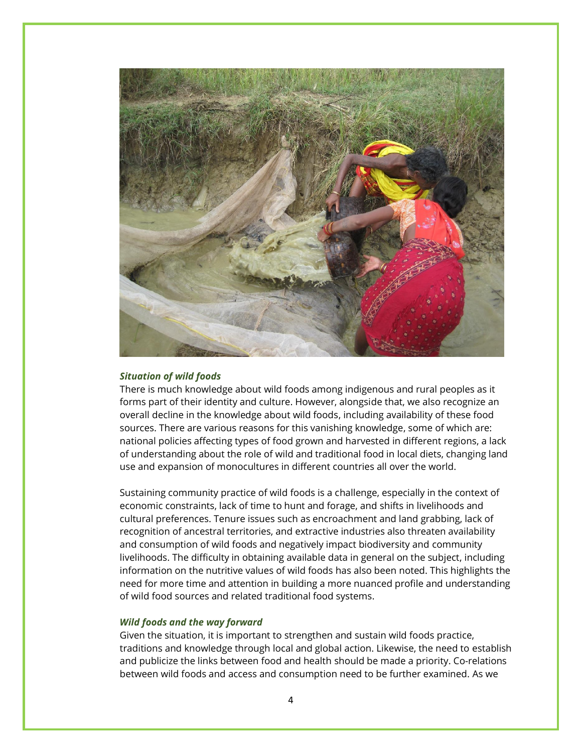### *Situation of wild foods*

There is much knowledge about wild foods among indigenous and rural peoples as it forms part of their identity and culture. However, alongside that, we also recognize an overall decline in the knowledge about wild foods, including availability of these food sources. There are various reasons for this vanishing knowledge, some of which are: national policies affecting types of food grown and harvested in different regions, a lack of understanding about the role of wild and traditional food in local diets, changing land use and expansion of monocultures in different countries all over the world.

Sustaining community practice of wild foods is a challenge, especially in the context of economic constraints, lack of time to hunt and forage, and shifts in livelihoods and cultural preferences. Tenure issues such as encroachment and land grabbing, lack of recognition of ancestral territories, and extractive industries also threaten availability and consumption of wild foods and negatively impact biodiversity and community livelihoods. The difficulty in obtaining available data in general on the subject, including information on the nutritive values of wild foods has also been noted. This highlights the need for more time and attention in building a more nuanced profile and understanding of wild food sources and related traditional food systems.

### *Wild foods and the way forward*

Given the situation, it is important to strengthen and sustain wild foods practice, traditions and knowledge through local and global action. Likewise, the need to establish and publicize the links between food and health should be made a priority. Co-relations between wild foods and access and consumption need to be further examined. As we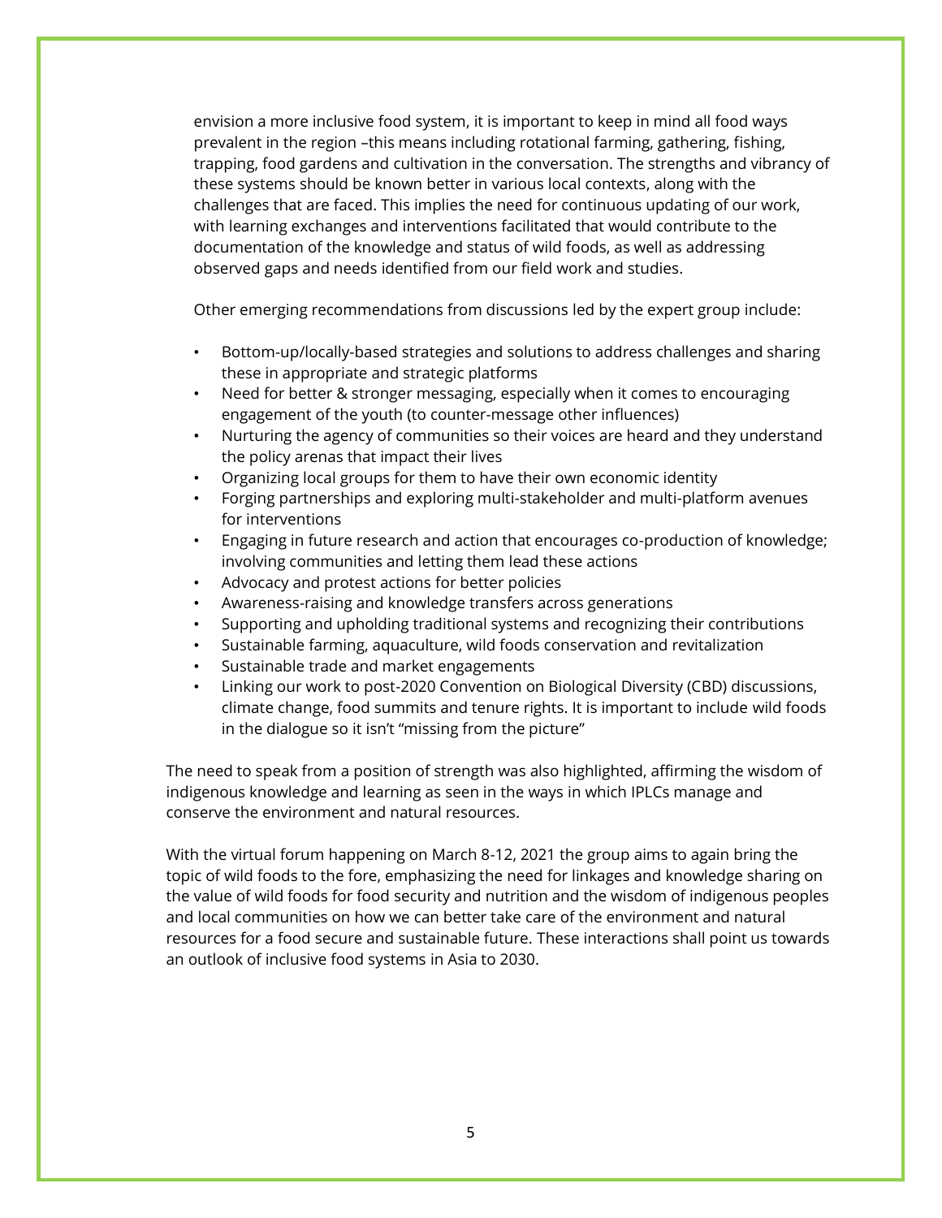envision a more inclusive food system, it is important to keep in mind all food ways prevalent in the region –this means including rotational farming, gathering, fishing, trapping, food gardens and cultivation in the conversation. The strengths and vibrancy of these systems should be known better in various local contexts, along with the challenges that are faced. This implies the need for continuous updating of our work, with learning exchanges and interventions facilitated that would contribute to the documentation of the knowledge and status of wild foods, as well as addressing observed gaps and needs identified from our field work and studies.

Other emerging recommendations from discussions led by the expert group include:

- Bottom-up/locally-based strategies and solutions to address challenges and sharing these in appropriate and strategic platforms
- Need for better & stronger messaging, especially when it comes to encouraging engagement of the youth (to counter-message other influences)
- Nurturing the agency of communities so their voices are heard and they understand the policy arenas that impact their lives
- Organizing local groups for them to have their own economic identity
- Forging partnerships and exploring multi-stakeholder and multi-platform avenues for interventions
- Engaging in future research and action that encourages co-production of knowledge; involving communities and letting them lead these actions
- Advocacy and protest actions for better policies
- Awareness-raising and knowledge transfers across generations
- Supporting and upholding traditional systems and recognizing their contributions
- Sustainable farming, aquaculture, wild foods conservation and revitalization
- Sustainable trade and market engagements
- Linking our work to post-2020 Convention on Biological Diversity (CBD) discussions, climate change, food summits and tenure rights. It is important to include wild foods in the dialogue so it isn't "missing from the picture"

The need to speak from a position of strength was also highlighted, affirming the wisdom of indigenous knowledge and learning as seen in the ways in which IPLCs manage and conserve the environment and natural resources.

With the virtual forum happening on March 8-12, 2021 the group aims to again bring the topic of wild foods to the fore, emphasizing the need for linkages and knowledge sharing on the value of wild foods for food security and nutrition and the wisdom of indigenous peoples and local communities on how we can better take care of the environment and natural resources for a food secure and sustainable future. These interactions shall point us towards an outlook of inclusive food systems in Asia to 2030.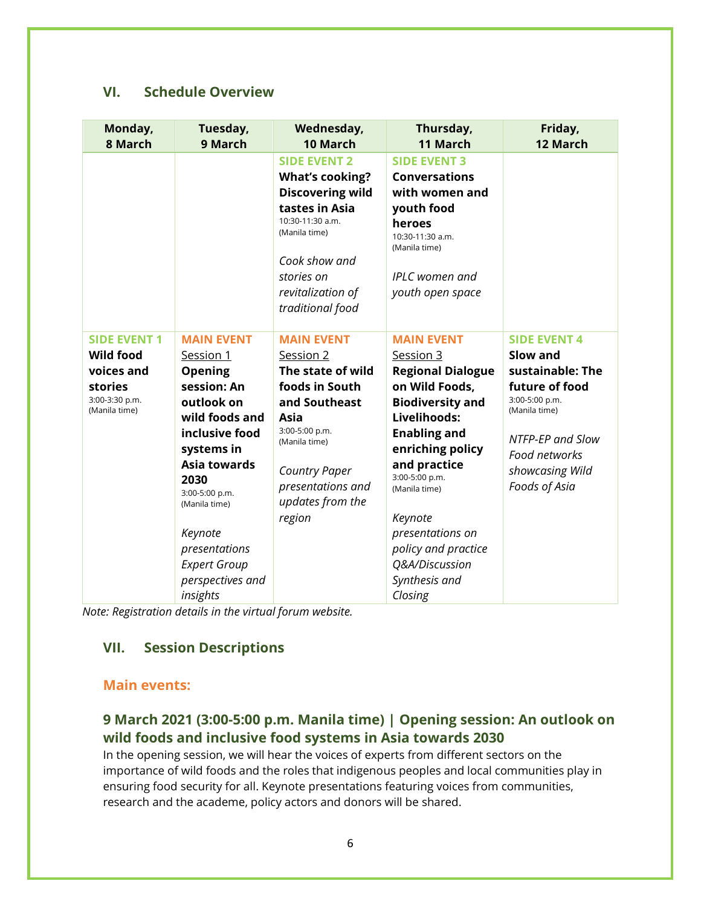## VI. Schedule Overview

| Monday, 8 March | Tuesday, 9 March | Wednesday, 10 March | Thursday, 11 March | Friday, 12 March |
|---|---|---|---|---|
| | | **SIDE EVENT 2** **What's cooking? Discovering wild tastes in Asia** 10:30-11:30 a.m. (Manila time) *Cook show and stories on revitalization of traditional food* | **SIDE EVENT 3** **Conversations with women and youth food heroes** 10:30-11:30 a.m. (Manila time) *IPLC women and youth open space* | |
| **SIDE EVENT 1** **Wild food voices and stories** 3:00-3:30 p.m. (Manila time) | **MAIN EVENT** Session 1 **Opening session: An outlook on wild foods and inclusive food systems in Asia towards 2030** 3:00-5:00 p.m. (Manila time) *Keynote presentations* *Expert Group perspectives and insights* | **MAIN EVENT** Session 2 **The state of wild foods in South and Southeast Asia** 3:00-5:00 p.m. (Manila time) *Country Paper presentations and updates from the region* | **MAIN EVENT** Session 3 **Regional Dialogue on Wild Foods, Biodiversity and Livelihoods: Enabling and enriching policy and practice** 3:00-5:00 p.m. (Manila time) *Keynote presentations on policy and practice* *Q&A/Discussion* *Synthesis and Closing* | **SIDE EVENT 4** **Slow and sustainable: The future of food** 3:00-5:00 p.m. (Manila time) *NTFP-EP and Slow Food networks showcasing Wild Foods of Asia* |

*Note: Registration details in the virtual forum website.*

## VII. Session Descriptions

### Main events:

### 9 March 2021 (3:00-5:00 p.m. Manila time) | Opening session: An outlook on wild foods and inclusive food systems in Asia towards 2030

In the opening session, we will hear the voices of experts from different sectors on the importance of wild foods and the roles that indigenous peoples and local communities play in ensuring food security for all. Keynote presentations featuring voices from communities, research and the academe, policy actors and donors will be shared.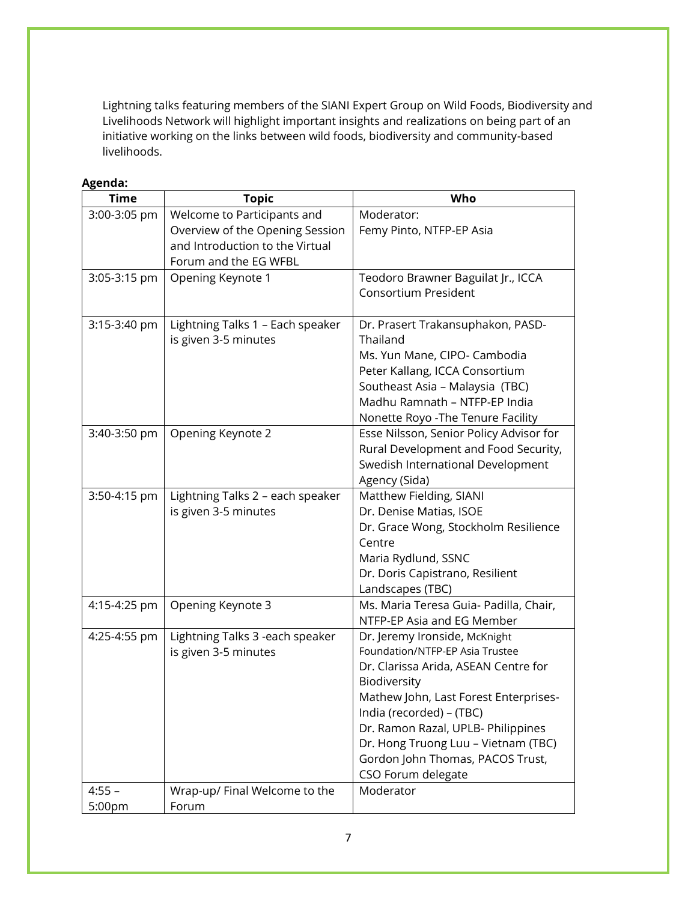Lightning talks featuring members of the SIANI Expert Group on Wild Foods, Biodiversity and Livelihoods Network will highlight important insights and realizations on being part of an initiative working on the links between wild foods, biodiversity and community-based livelihoods.

**Agenda:**

| Time | Topic | Who |
|---|---|---|
| 3:00-3:05 pm | Welcome to Participants and Overview of the Opening Session and Introduction to the Virtual Forum and the EG WFBL | Moderator:<br>Femy Pinto, NTFP-EP Asia |
| 3:05-3:15 pm | Opening Keynote 1 | Teodoro Brawner Baguilat Jr., ICCA Consortium President |
| 3:15-3:40 pm | Lightning Talks 1 – Each speaker is given 3-5 minutes | Dr. Prasert Trakansuphakon, PASD-Thailand<br>Ms. Yun Mane, CIPO- Cambodia<br>Peter Kallang, ICCA Consortium Southeast Asia – Malaysia (TBC)<br>Madhu Ramnath – NTFP-EP India<br>Nonette Royo -The Tenure Facility |
| 3:40-3:50 pm | Opening Keynote 2 | Esse Nilsson, Senior Policy Advisor for Rural Development and Food Security, Swedish International Development Agency (Sida) |
| 3:50-4:15 pm | Lightning Talks 2 – each speaker is given 3-5 minutes | Matthew Fielding, SIANI<br>Dr. Denise Matias, ISOE<br>Dr. Grace Wong, Stockholm Resilience Centre<br>Maria Rydlund, SSNC<br>Dr. Doris Capistrano, Resilient Landscapes (TBC) |
| 4:15-4:25 pm | Opening Keynote 3 | Ms. Maria Teresa Guia- Padilla, Chair, NTFP-EP Asia and EG Member |
| 4:25-4:55 pm | Lightning Talks 3 -each speaker is given 3-5 minutes | Dr. Jeremy Ironside, McKnight Foundation/NTFP-EP Asia Trustee<br>Dr. Clarissa Arida, ASEAN Centre for Biodiversity<br>Mathew John, Last Forest Enterprises-India (recorded) – (TBC)<br>Dr. Ramon Razal, UPLB- Philippines<br>Dr. Hong Truong Luu – Vietnam (TBC)<br>Gordon John Thomas, PACOS Trust, CSO Forum delegate |
| 4:55 – 5:00pm | Wrap-up/ Final Welcome to the Forum | Moderator |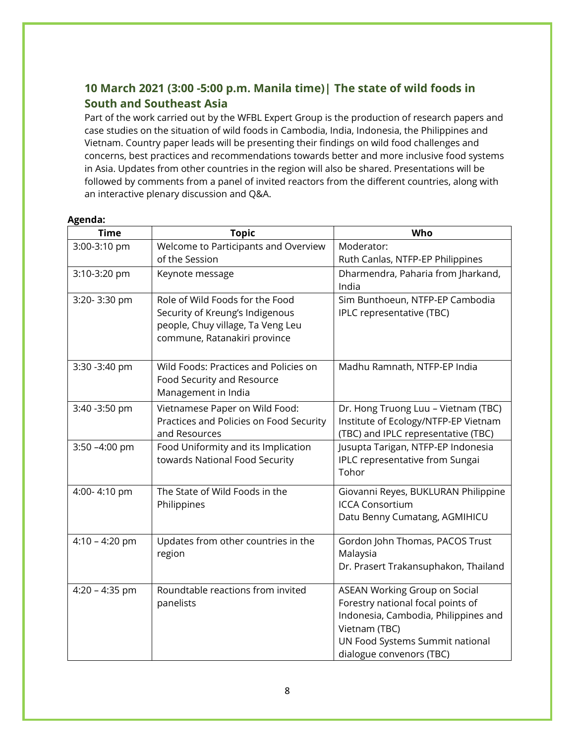## 10 March 2021 (3:00 -5:00 p.m. Manila time)| The state of wild foods in South and Southeast Asia

Part of the work carried out by the WFBL Expert Group is the production of research papers and case studies on the situation of wild foods in Cambodia, India, Indonesia, the Philippines and Vietnam. Country paper leads will be presenting their findings on wild food challenges and concerns, best practices and recommendations towards better and more inclusive food systems in Asia. Updates from other countries in the region will also be shared. Presentations will be followed by comments from a panel of invited reactors from the different countries, along with an interactive plenary discussion and Q&A.

**Agenda:**

| Time | Topic | Who |
|---|---|---|
| 3:00-3:10 pm | Welcome to Participants and Overview of the Session | Moderator:<br>Ruth Canlas, NTFP-EP Philippines |
| 3:10-3:20 pm | Keynote message | Dharmendra, Paharia from Jharkand, India |
| 3:20- 3:30 pm | Role of Wild Foods for the Food Security of Kreung's Indigenous people, Chuy village, Ta Veng Leu commune, Ratanakiri province | Sim Bunthoeun, NTFP-EP Cambodia<br>IPLC representative (TBC) |
| 3:30 -3:40 pm | Wild Foods: Practices and Policies on Food Security and Resource Management in India | Madhu Ramnath, NTFP-EP India |
| 3:40 -3:50 pm | Vietnamese Paper on Wild Food: Practices and Policies on Food Security and Resources | Dr. Hong Truong Luu – Vietnam (TBC)<br>Institute of Ecology/NTFP-EP Vietnam (TBC) and IPLC representative (TBC) |
| 3:50 –4:00 pm | Food Uniformity and its Implication towards National Food Security | Jusupta Tarigan, NTFP-EP Indonesia<br>IPLC representative from Sungai Tohor |
| 4:00- 4:10 pm | The State of Wild Foods in the Philippines | Giovanni Reyes, BUKLURAN Philippine ICCA Consortium<br>Datu Benny Cumatang, AGMIHICU |
| 4:10 – 4:20 pm | Updates from other countries in the region | Gordon John Thomas, PACOS Trust Malaysia<br>Dr. Prasert Trakansuphakon, Thailand |
| 4:20 – 4:35 pm | Roundtable reactions from invited panelists | ASEAN Working Group on Social Forestry national focal points of Indonesia, Cambodia, Philippines and Vietnam (TBC)<br>UN Food Systems Summit national dialogue convenors (TBC) |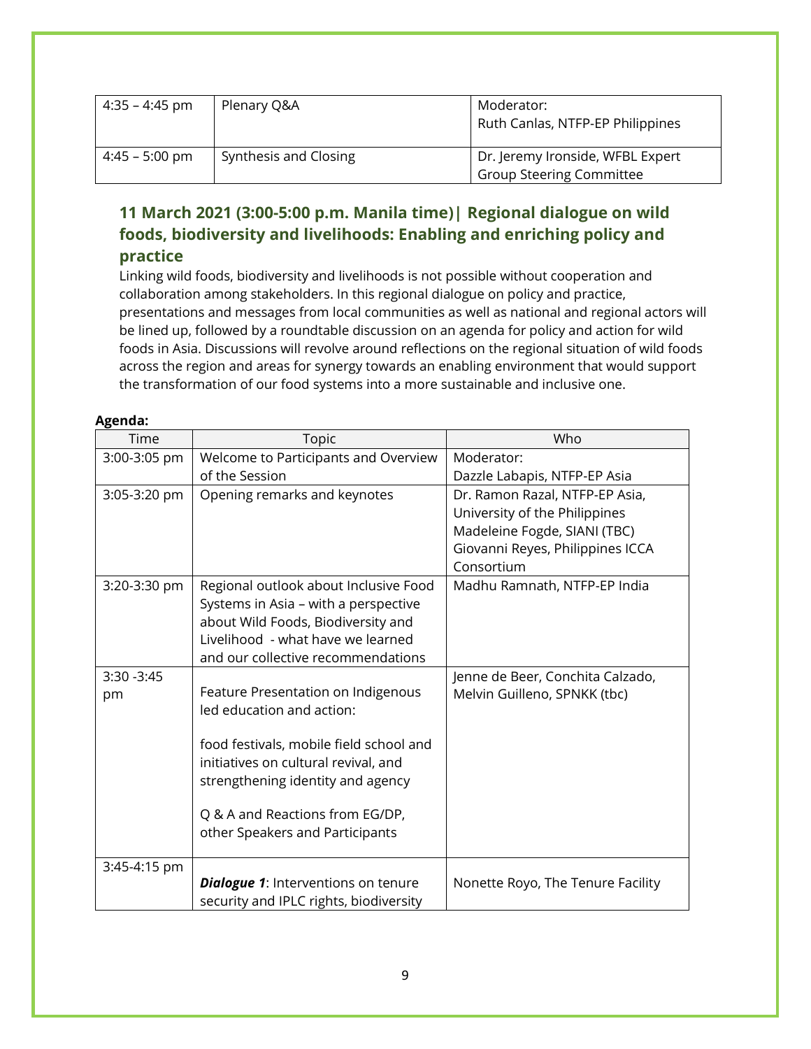| 4:35 – 4:45 pm | Plenary Q&A | Moderator:<br>Ruth Canlas, NTFP-EP Philippines |
|---|---|---|
| 4:45 – 5:00 pm | Synthesis and Closing | Dr. Jeremy Ironside, WFBL Expert Group Steering Committee |

### 11 March 2021 (3:00-5:00 p.m. Manila time)| Regional dialogue on wild foods, biodiversity and livelihoods: Enabling and enriching policy and practice

Linking wild foods, biodiversity and livelihoods is not possible without cooperation and collaboration among stakeholders. In this regional dialogue on policy and practice, presentations and messages from local communities as well as national and regional actors will be lined up, followed by a roundtable discussion on an agenda for policy and action for wild foods in Asia. Discussions will revolve around reflections on the regional situation of wild foods across the region and areas for synergy towards an enabling environment that would support the transformation of our food systems into a more sustainable and inclusive one.

**Agenda:**

| Time | Topic | Who |
|---|---|---|
| 3:00-3:05 pm | Welcome to Participants and Overview of the Session | Moderator:<br>Dazzle Labapis, NTFP-EP Asia |
| 3:05-3:20 pm | Opening remarks and keynotes | Dr. Ramon Razal, NTFP-EP Asia, University of the Philippines<br>Madeleine Fogde, SIANI (TBC)<br>Giovanni Reyes, Philippines ICCA Consortium |
| 3:20-3:30 pm | Regional outlook about Inclusive Food Systems in Asia – with a perspective about Wild Foods, Biodiversity and Livelihood - what have we learned and our collective recommendations | Madhu Ramnath, NTFP-EP India |
| 3:30 -3:45 pm | Feature Presentation on Indigenous led education and action:<br><br>food festivals, mobile field school and initiatives on cultural revival, and strengthening identity and agency<br><br>Q & A and Reactions from EG/DP, other Speakers and Participants | Jenne de Beer, Conchita Calzado, Melvin Guilleno, SPNKK (tbc) |
| 3:45-4:15 pm | ***Dialogue 1***: Interventions on tenure security and IPLC rights, biodiversity | Nonette Royo, The Tenure Facility |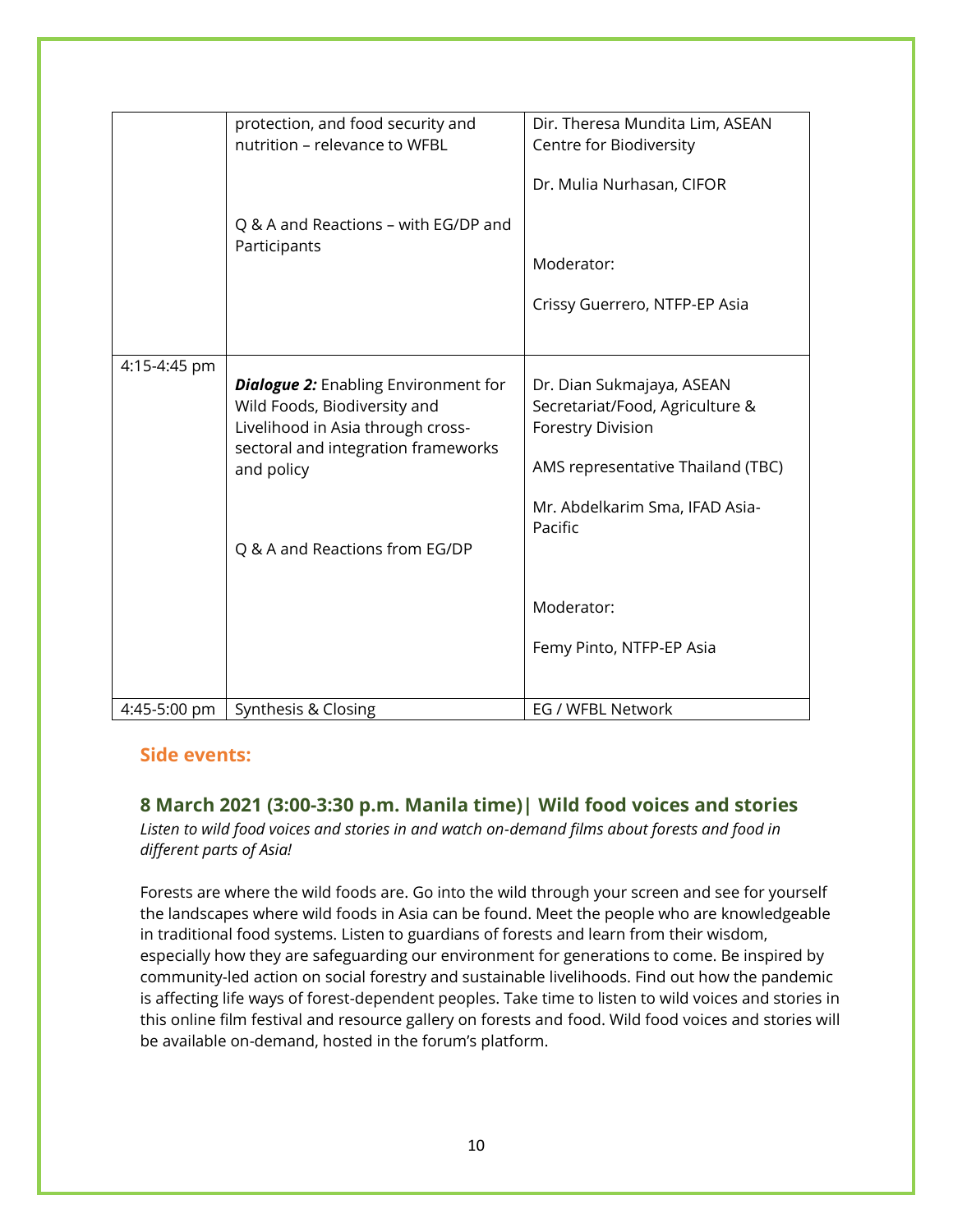| | | |
|---|---|---|
| | protection, and food security and nutrition – relevance to WFBL<br><br>Q & A and Reactions – with EG/DP and Participants | Dir. Theresa Mundita Lim, ASEAN Centre for Biodiversity<br><br>Dr. Mulia Nurhasan, CIFOR<br><br>Moderator:<br><br>Crissy Guerrero, NTFP-EP Asia |
| 4:15-4:45 pm | ***Dialogue 2:*** Enabling Environment for Wild Foods, Biodiversity and Livelihood in Asia through cross-sectoral and integration frameworks and policy<br><br>Q & A and Reactions from EG/DP | Dr. Dian Sukmajaya, ASEAN Secretariat/Food, Agriculture & Forestry Division<br><br>AMS representative Thailand (TBC)<br><br>Mr. Abdelkarim Sma, IFAD Asia-Pacific<br><br>Moderator:<br><br>Femy Pinto, NTFP-EP Asia |
| 4:45-5:00 pm | Synthesis & Closing | EG / WFBL Network |

## Side events:

### 8 March 2021 (3:00-3:30 p.m. Manila time)| Wild food voices and stories

*Listen to wild food voices and stories in and watch on-demand films about forests and food in different parts of Asia!*

Forests are where the wild foods are. Go into the wild through your screen and see for yourself the landscapes where wild foods in Asia can be found. Meet the people who are knowledgeable in traditional food systems. Listen to guardians of forests and learn from their wisdom, especially how they are safeguarding our environment for generations to come. Be inspired by community-led action on social forestry and sustainable livelihoods. Find out how the pandemic is affecting life ways of forest-dependent peoples. Take time to listen to wild voices and stories in this online film festival and resource gallery on forests and food. Wild food voices and stories will be available on-demand, hosted in the forum's platform.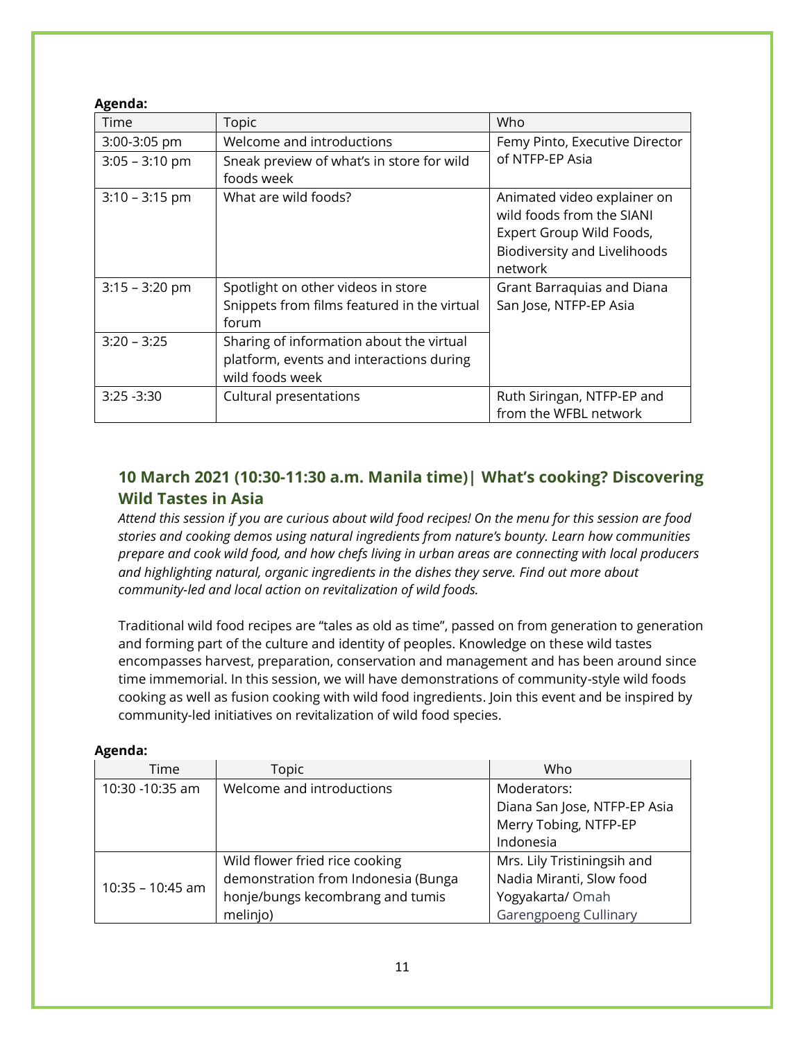**Agenda:**

| Time | Topic | Who |
|---|---|---|
| 3:00-3:05 pm | Welcome and introductions | Femy Pinto, Executive Director of NTFP-EP Asia |
| 3:05 – 3:10 pm | Sneak preview of what's in store for wild foods week | |
| 3:10 – 3:15 pm | What are wild foods? | Animated video explainer on wild foods from the SIANI Expert Group Wild Foods, Biodiversity and Livelihoods network |
| 3:15 – 3:20 pm | Spotlight on other videos in store Snippets from films featured in the virtual forum | Grant Barraquias and Diana San Jose, NTFP-EP Asia |
| 3:20 – 3:25 | Sharing of information about the virtual platform, events and interactions during wild foods week | |
| 3:25 -3:30 | Cultural presentations | Ruth Siringan, NTFP-EP and from the WFBL network |

## 10 March 2021 (10:30-11:30 a.m. Manila time)| What's cooking? Discovering Wild Tastes in Asia

*Attend this session if you are curious about wild food recipes! On the menu for this session are food stories and cooking demos using natural ingredients from nature's bounty. Learn how communities prepare and cook wild food, and how chefs living in urban areas are connecting with local producers and highlighting natural, organic ingredients in the dishes they serve. Find out more about community-led and local action on revitalization of wild foods.*

Traditional wild food recipes are "tales as old as time", passed on from generation to generation and forming part of the culture and identity of peoples. Knowledge on these wild tastes encompasses harvest, preparation, conservation and management and has been around since time immemorial. In this session, we will have demonstrations of community-style wild foods cooking as well as fusion cooking with wild food ingredients. Join this event and be inspired by community-led initiatives on revitalization of wild food species.

**Agenda:**

| Time | Topic | Who |
|---|---|---|
| 10:30 -10:35 am | Welcome and introductions | Moderators: Diana San Jose, NTFP-EP Asia Merry Tobing, NTFP-EP Indonesia |
| 10:35 – 10:45 am | Wild flower fried rice cooking demonstration from Indonesia (Bunga honje/bungs kecombrang and tumis melinjo) | Mrs. Lily Tristiningsih and Nadia Miranti, Slow food Yogyakarta/ Omah Garengpoeng Cullinary |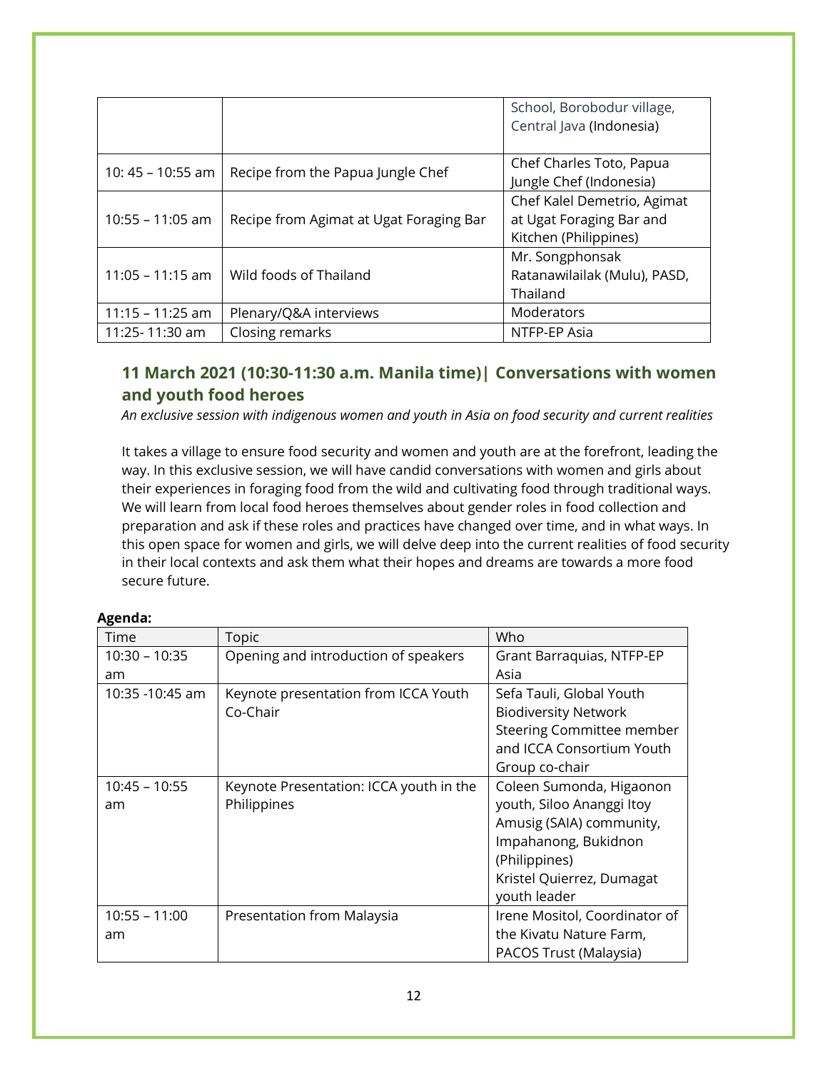| | | School, Borobodur village, Central Java (Indonesia) |
|---|---|---|
| 10: 45 – 10:55 am | Recipe from the Papua Jungle Chef | Chef Charles Toto, Papua Jungle Chef (Indonesia) |
| 10:55 – 11:05 am | Recipe from Agimat at Ugat Foraging Bar | Chef Kalel Demetrio, Agimat at Ugat Foraging Bar and Kitchen (Philippines) |
| 11:05 – 11:15 am | Wild foods of Thailand | Mr. Songphonsak Ratanawilailak (Mulu), PASD, Thailand |
| 11:15 – 11:25 am | Plenary/Q&A interviews | Moderators |
| 11:25- 11:30 am | Closing remarks | NTFP-EP Asia |

## 11 March 2021 (10:30-11:30 a.m. Manila time)| Conversations with women and youth food heroes

*An exclusive session with indigenous women and youth in Asia on food security and current realities*

It takes a village to ensure food security and women and youth are at the forefront, leading the way. In this exclusive session, we will have candid conversations with women and girls about their experiences in foraging food from the wild and cultivating food through traditional ways. We will learn from local food heroes themselves about gender roles in food collection and preparation and ask if these roles and practices have changed over time, and in what ways. In this open space for women and girls, we will delve deep into the current realities of food security in their local contexts and ask them what their hopes and dreams are towards a more food secure future.

**Agenda:**

| Time | Topic | Who |
|---|---|---|
| 10:30 – 10:35 am | Opening and introduction of speakers | Grant Barraquias, NTFP-EP Asia |
| 10:35 -10:45 am | Keynote presentation from ICCA Youth Co-Chair | Sefa Tauli, Global Youth Biodiversity Network Steering Committee member and ICCA Consortium Youth Group co-chair |
| 10:45 – 10:55 am | Keynote Presentation: ICCA youth in the Philippines | Coleen Sumonda, Higaonon youth, Siloo Ananggi Itoy Amusig (SAIA) community, Impahanong, Bukidnon (Philippines)<br>Kristel Quierrez, Dumagat youth leader |
| 10:55 – 11:00 am | Presentation from Malaysia | Irene Mositol, Coordinator of the Kivatu Nature Farm, PACOS Trust (Malaysia) |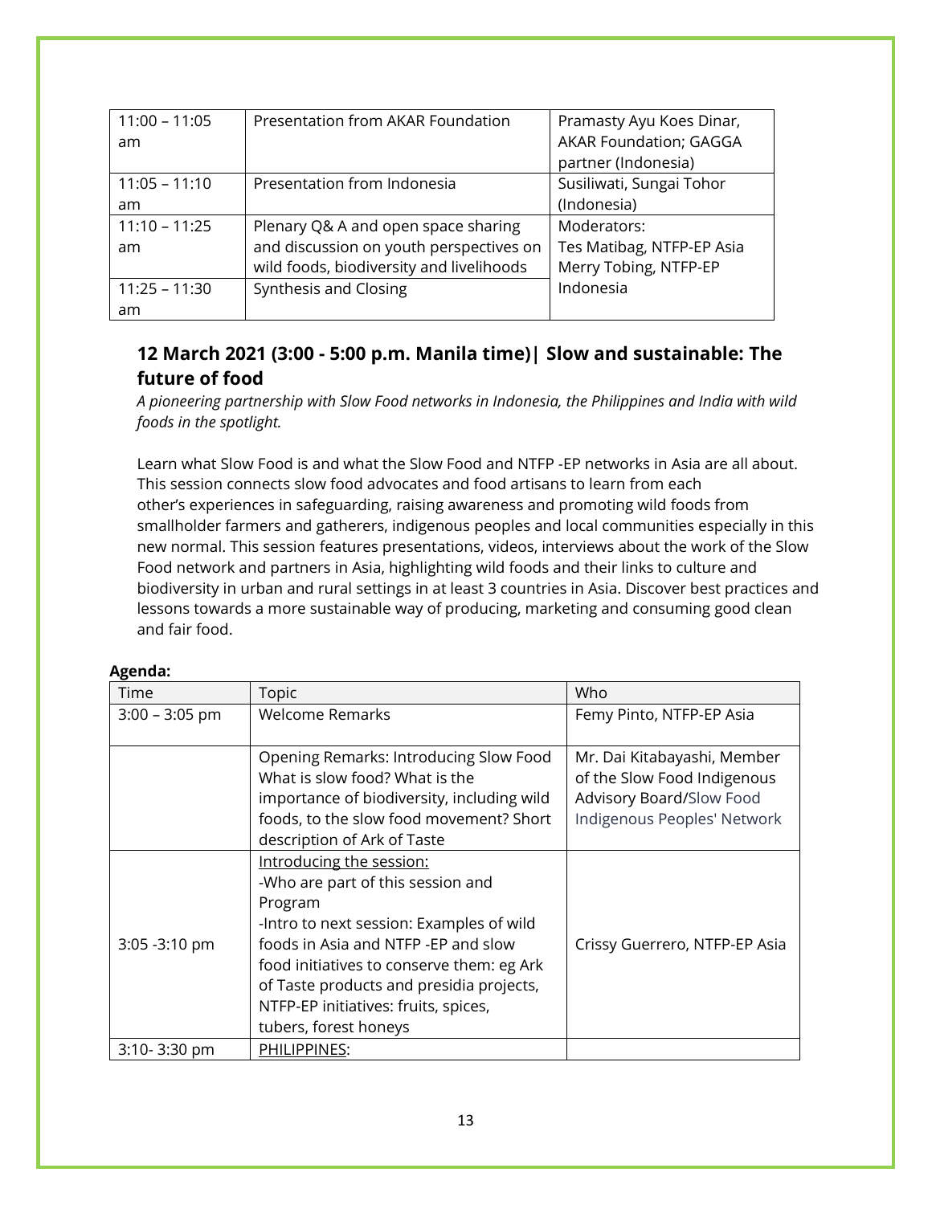| | | |
|---|---|---|
| 11:00 – 11:05 am | Presentation from AKAR Foundation | Pramasty Ayu Koes Dinar, AKAR Foundation; GAGGA partner (Indonesia) |
| 11:05 – 11:10 am | Presentation from Indonesia | Susiliwati, Sungai Tohor (Indonesia) |
| 11:10 – 11:25 am | Plenary Q& A and open space sharing and discussion on youth perspectives on wild foods, biodiversity and livelihoods | Moderators: Tes Matibag, NTFP-EP Asia Merry Tobing, NTFP-EP Indonesia |
| 11:25 – 11:30 am | Synthesis and Closing | |

## 12 March 2021 (3:00 - 5:00 p.m. Manila time)| Slow and sustainable: The future of food

*A pioneering partnership with Slow Food networks in Indonesia, the Philippines and India with wild foods in the spotlight.*

Learn what Slow Food is and what the Slow Food and NTFP -EP networks in Asia are all about. This session connects slow food advocates and food artisans to learn from each other's experiences in safeguarding, raising awareness and promoting wild foods from smallholder farmers and gatherers, indigenous peoples and local communities especially in this new normal. This session features presentations, videos, interviews about the work of the Slow Food network and partners in Asia, highlighting wild foods and their links to culture and biodiversity in urban and rural settings in at least 3 countries in Asia. Discover best practices and lessons towards a more sustainable way of producing, marketing and consuming good clean and fair food.

**Agenda:**

| Time | Topic | Who |
|---|---|---|
| 3:00 – 3:05 pm | Welcome Remarks | Femy Pinto, NTFP-EP Asia |
| | Opening Remarks: Introducing Slow Food What is slow food? What is the importance of biodiversity, including wild foods, to the slow food movement? Short description of Ark of Taste | Mr. Dai Kitabayashi, Member of the Slow Food Indigenous Advisory Board/Slow Food Indigenous Peoples' Network |
| 3:05 -3:10 pm | Introducing the session:<br>-Who are part of this session and Program<br>-Intro to next session: Examples of wild foods in Asia and NTFP -EP and slow food initiatives to conserve them: eg Ark of Taste products and presidia projects, NTFP-EP initiatives: fruits, spices, tubers, forest honeys | Crissy Guerrero, NTFP-EP Asia |
| 3:10- 3:30 pm | PHILIPPINES: | |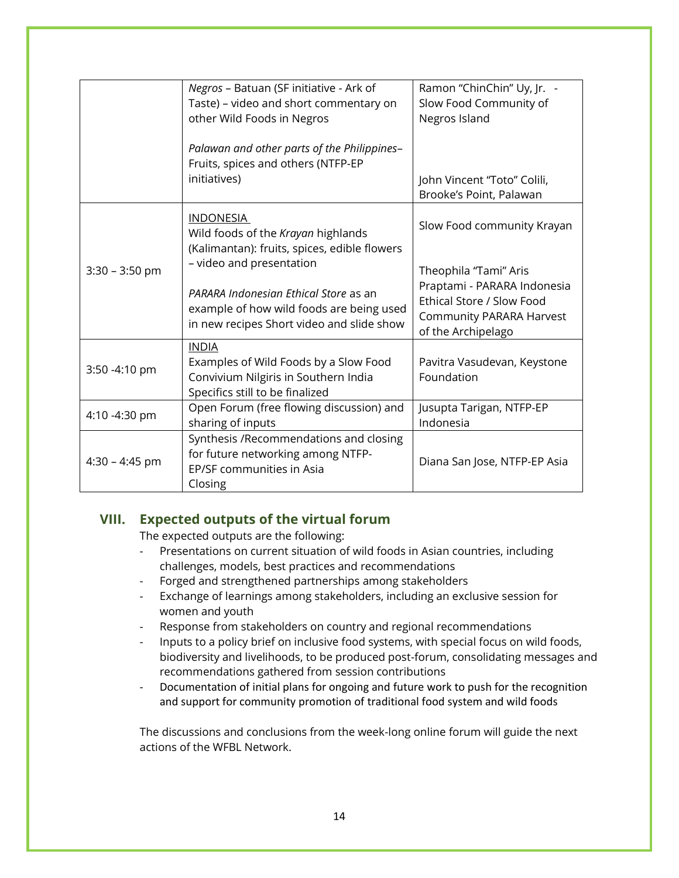| | | |
|---|---|---|
| | *Negros* – Batuan (SF initiative - Ark of Taste) – video and short commentary on other Wild Foods in Negros<br><br>*Palawan and other parts of the Philippines*– Fruits, spices and others (NTFP-EP initiatives) | Ramon "ChinChin" Uy, Jr. - Slow Food Community of Negros Island<br><br>John Vincent "Toto" Colili, Brooke's Point, Palawan |
| 3:30 – 3:50 pm | <u>INDONESIA</u><br>Wild foods of the *Krayan* highlands (Kalimantan): fruits, spices, edible flowers – video and presentation<br><br>*PARARA Indonesian Ethical Store* as an example of how wild foods are being used in new recipes Short video and slide show | Slow Food community Krayan<br><br>Theophila "Tami" Aris Praptami - PARARA Indonesia Ethical Store / Slow Food Community PARARA Harvest of the Archipelago |
| 3:50 -4:10 pm | <u>INDIA</u><br>Examples of Wild Foods by a Slow Food Convivium Nilgiris in Southern India Specifics still to be finalized | Pavitra Vasudevan, Keystone Foundation |
| 4:10 -4:30 pm | Open Forum (free flowing discussion) and sharing of inputs | Jusupta Tarigan, NTFP-EP Indonesia |
| 4:30 – 4:45 pm | Synthesis /Recommendations and closing for future networking among NTFP-EP/SF communities in Asia<br>Closing | Diana San Jose, NTFP-EP Asia |

## VIII. Expected outputs of the virtual forum

The expected outputs are the following:

- Presentations on current situation of wild foods in Asian countries, including challenges, models, best practices and recommendations
- Forged and strengthened partnerships among stakeholders
- Exchange of learnings among stakeholders, including an exclusive session for women and youth
- Response from stakeholders on country and regional recommendations
- Inputs to a policy brief on inclusive food systems, with special focus on wild foods, biodiversity and livelihoods, to be produced post-forum, consolidating messages and recommendations gathered from session contributions
- Documentation of initial plans for ongoing and future work to push for the recognition and support for community promotion of traditional food system and wild foods

The discussions and conclusions from the week-long online forum will guide the next actions of the WFBL Network.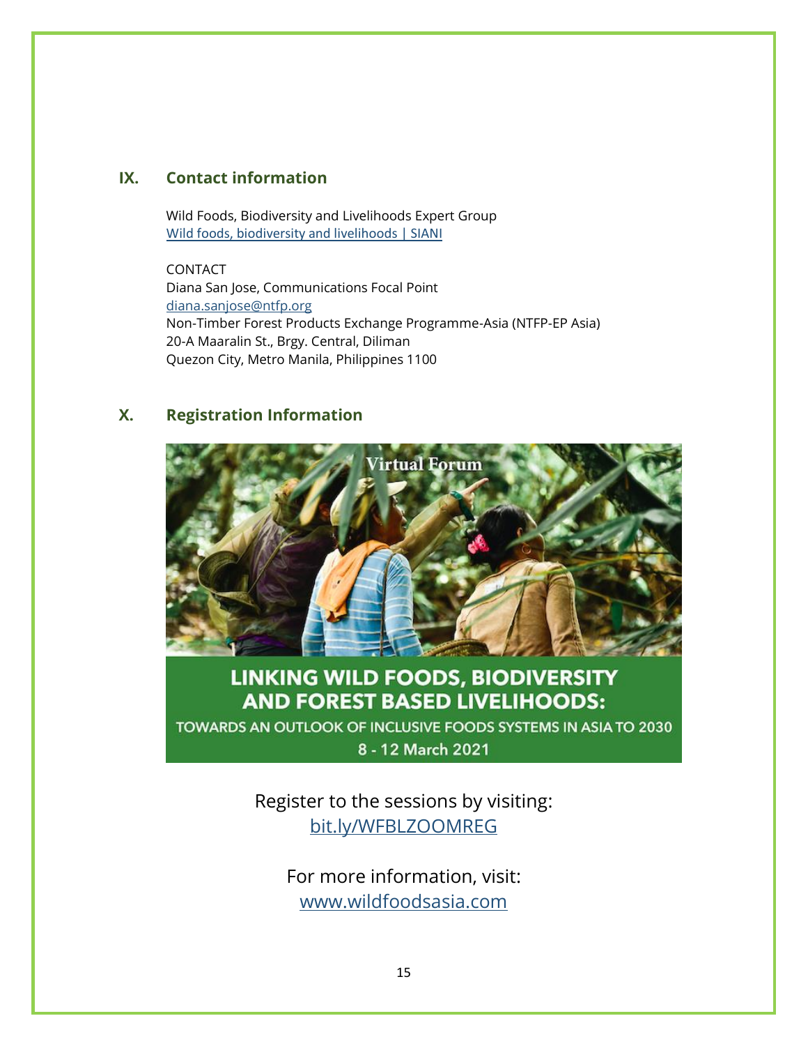## IX. Contact information

Wild Foods, Biodiversity and Livelihoods Expert Group
[Wild foods, biodiversity and livelihoods | SIANI]

CONTACT
Diana San Jose, Communications Focal Point
diana.sanjose@ntfp.org
Non-Timber Forest Products Exchange Programme-Asia (NTFP-EP Asia)
20-A Maaralin St., Brgy. Central, Diliman
Quezon City, Metro Manila, Philippines 1100

## X. Registration Information

Virtual Forum

LINKING WILD FOODS, BIODIVERSITY AND FOREST BASED LIVELIHOODS:
TOWARDS AN OUTLOOK OF INCLUSIVE FOODS SYSTEMS IN ASIA TO 2030
8 - 12 March 2021

Register to the sessions by visiting:
bit.ly/WFBLZOOMREG

For more information, visit:
www.wildfoodsasia.com